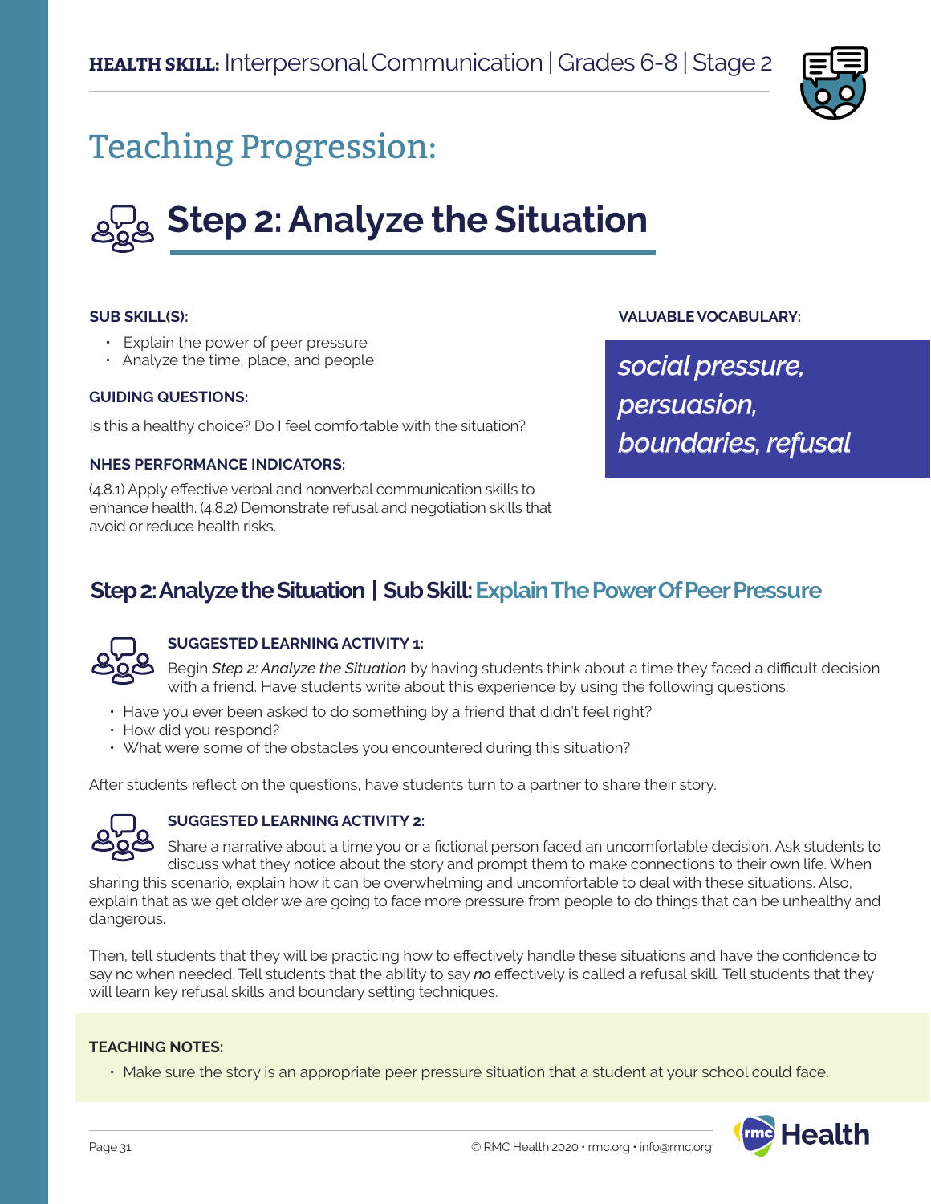**HEALTH SKILL:** Interpersonal Communication | Grades 6-8 | Stage 2

# Teaching Progression:

## Step 2: Analyze the Situation

**SUB SKILL(S):**

- Explain the power of peer pressure
- Analyze the time, place, and people

**GUIDING QUESTIONS:**

Is this a healthy choice? Do I feel comfortable with the situation?

**NHES PERFORMANCE INDICATORS:**

(4.8.1) Apply effective verbal and nonverbal communication skills to enhance health. (4.8.2) Demonstrate refusal and negotiation skills that avoid or reduce health risks.

**VALUABLE VOCABULARY:**

*social pressure, persuasion, boundaries, refusal*

### Step 2: Analyze the Situation | Sub Skill: Explain The Power Of Peer Pressure

**SUGGESTED LEARNING ACTIVITY 1:**

Begin *Step 2: Analyze the Situation* by having students think about a time they faced a difficult decision with a friend. Have students write about this experience by using the following questions:

- Have you ever been asked to do something by a friend that didn't feel right?
- How did you respond?
- What were some of the obstacles you encountered during this situation?

After students reflect on the questions, have students turn to a partner to share their story.

**SUGGESTED LEARNING ACTIVITY 2:**

Share a narrative about a time you or a fictional person faced an uncomfortable decision. Ask students to discuss what they notice about the story and prompt them to make connections to their own life. When sharing this scenario, explain how it can be overwhelming and uncomfortable to deal with these situations. Also, explain that as we get older we are going to face more pressure from people to do things that can be unhealthy and dangerous.

Then, tell students that they will be practicing how to effectively handle these situations and have the confidence to say no when needed. Tell students that the ability to say ***no*** effectively is called a refusal skill. Tell students that they will learn key refusal skills and boundary setting techniques.

**TEACHING NOTES:**

- Make sure the story is an appropriate peer pressure situation that a student at your school could face.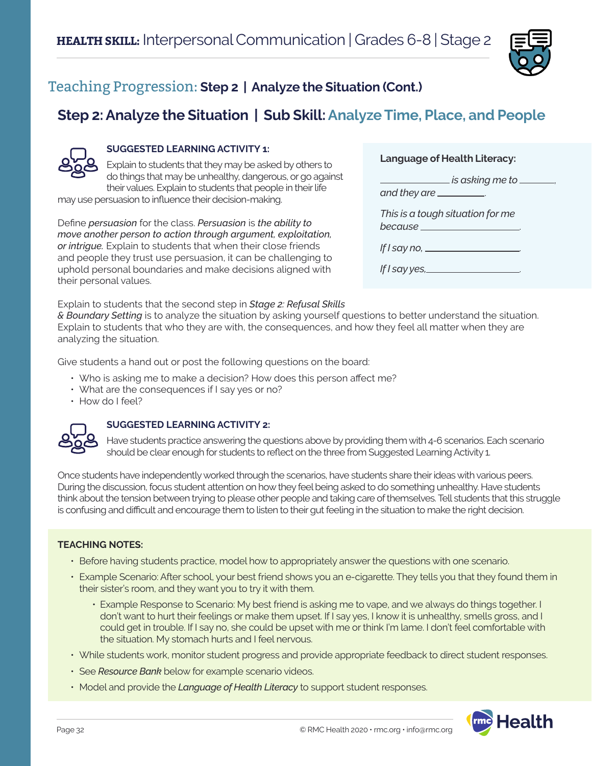**HEALTH SKILL:** Interpersonal Communication | Grades 6-8 | Stage 2

## Teaching Progression: **Step 2 | Analyze the Situation (Cont.)**

## Step 2: Analyze the Situation | Sub Skill: Analyze Time, Place, and People

**SUGGESTED LEARNING ACTIVITY 1:**

Explain to students that they may be asked by others to do things that may be unhealthy, dangerous, or go against their values. Explain to students that people in their life may use persuasion to influence their decision-making.

Define *persuasion* for the class. *Persuasion* is *the ability to move another person to action through argument, exploitation, or intrigue.* Explain to students that when their close friends and people they trust use persuasion, it can be challenging to uphold personal boundaries and make decisions aligned with their personal values.

**Language of Health Literacy:**

*______________ is asking me to ________, and they are __________.*

*This is a tough situation for me because ____________________.*

*If I say no, ____________________.*

*If I say yes, ____________________.*

Explain to students that the second step in ***Stage 2: Refusal Skills & Boundary Setting*** is to analyze the situation by asking yourself questions to better understand the situation. Explain to students that who they are with, the consequences, and how they feel all matter when they are analyzing the situation.

Give students a hand out or post the following questions on the board:

- Who is asking me to make a decision? How does this person affect me?
- What are the consequences if I say yes or no?
- How do I feel?

**SUGGESTED LEARNING ACTIVITY 2:**

Have students practice answering the questions above by providing them with 4-6 scenarios. Each scenario should be clear enough for students to reflect on the three from Suggested Learning Activity 1.

Once students have independently worked through the scenarios, have students share their ideas with various peers. During the discussion, focus student attention on how they feel being asked to do something unhealthy. Have students think about the tension between trying to please other people and taking care of themselves. Tell students that this struggle is confusing and difficult and encourage them to listen to their gut feeling in the situation to make the right decision.

**TEACHING NOTES:**

- Before having students practice, model how to appropriately answer the questions with one scenario.
- Example Scenario: After school, your best friend shows you an e-cigarette. They tells you that they found them in their sister's room, and they want you to try it with them.
  - Example Response to Scenario: My best friend is asking me to vape, and we always do things together. I don't want to hurt their feelings or make them upset. If I say yes, I know it is unhealthy, smells gross, and I could get in trouble. If I say no, she could be upset with me or think I'm lame. I don't feel comfortable with the situation. My stomach hurts and I feel nervous.
- While students work, monitor student progress and provide appropriate feedback to direct student responses.
- See *Resource Bank* below for example scenario videos.
- Model and provide the *Language of Health Literacy* to support student responses.